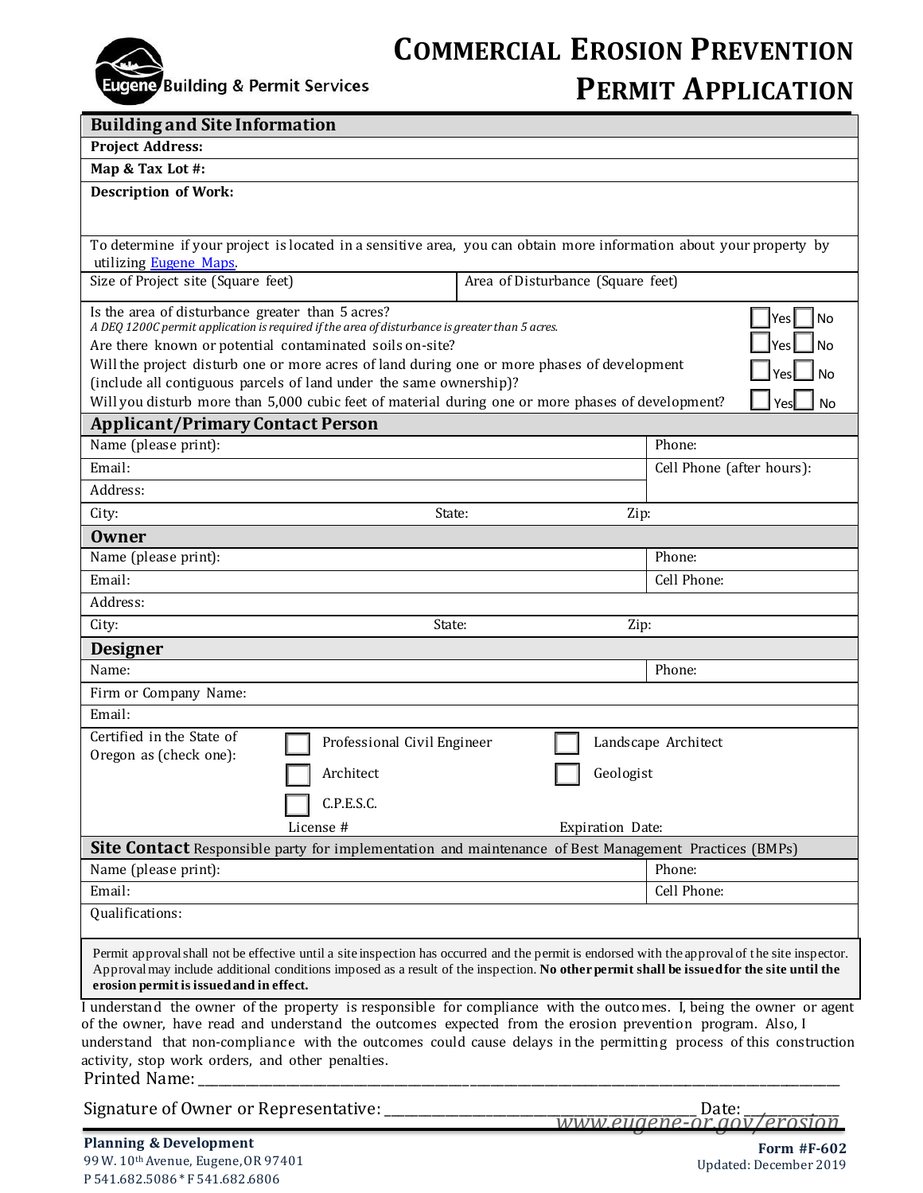Eugene Building & Permit Services

# COMMERCIAL EROSION PREVENTION PERMIT APPLICATION

## Building and Site Information

**Project Address:**

**Map & Tax Lot #:**

**Description of Work:**

To determine if your project is located in a sensitive area, you can obtain more information about your property by utilizing [Eugene Maps](Eugene Maps).

| Size of Project site (Square feet) | Area of Disturbance (Square feet) |
|---|---|

Is the area of disturbance greater than 5 acres? ☐ Yes ☐ No
*A DEQ 1200C permit application is required if the area of disturbance is greater than 5 acres.*

Are there known or potential contaminated soils on-site? ☐ Yes ☐ No

Will the project disturb one or more acres of land during one or more phases of development (include all contiguous parcels of land under the same ownership)? ☐ Yes ☐ No

Will you disturb more than 5,000 cubic feet of material during one or more phases of development? ☐ Yes ☐ No

## Applicant/Primary Contact Person

| Name (please print): | Phone: |
|---|---|
| Email: | Cell Phone (after hours): |
| Address: | |
| City: State: Zip: | |

## Owner

| Name (please print): | Phone: |
|---|---|
| Email: | Cell Phone: |
| Address: | |
| City: State: Zip: | |

## Designer

| Name: | Phone: |
|---|---|
| Firm or Company Name: | |
| Email: | |

Certified in the State of Oregon as (check one):

☐ Professional Civil Engineer ☐ Landscape Architect
☐ Architect ☐ Geologist
☐ C.P.E.S.C.

License # Expiration Date:

## Site Contact Responsible party for implementation and maintenance of Best Management Practices (BMPs)

| Name (please print): | Phone: |
|---|---|
| Email: | Cell Phone: |
| Qualifications: | |

Permit approval shall not be effective until a site inspection has occurred and the permit is endorsed with the approval of the site inspector. Approval may include additional conditions imposed as a result of the inspection. **No other permit shall be issued for the site until the erosion permit is issued and in effect.**

I understand the owner of the property is responsible for compliance with the outcomes. I, being the owner or agent of the owner, have read and understand the outcomes expected from the erosion prevention program. Also, I understand that non-compliance with the outcomes could cause delays in the permitting process of this construction activity, stop work orders, and other penalties.

Printed Name: ______________________________________________

Signature of Owner or Representative: ______________________ Date: ____________

www.eugene-or.gov/erosion

**Planning & Development**
99 W. 10th Avenue, Eugene, OR 97401
P 541.682.5086 * F 541.682.6806

**Form #F-602**
Updated: December 2019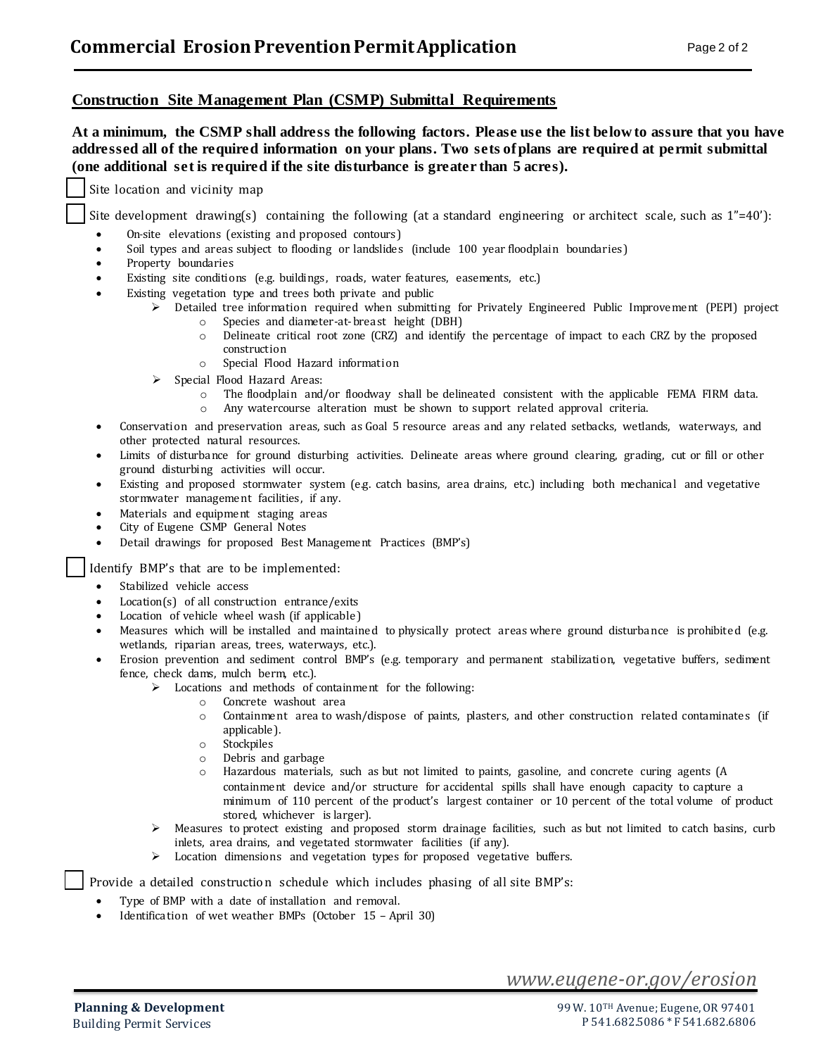# Commercial Erosion Prevention Permit Application

## Construction Site Management Plan (CSMP) Submittal Requirements

**At a minimum, the CSMP shall address the following factors. Please use the list below to assure that you have addressed all of the required information on your plans. Two sets of plans are required at permit submittal (one additional set is required if the site disturbance is greater than 5 acres).**

☐ Site location and vicinity map

☐ Site development drawing(s) containing the following (at a standard engineering or architect scale, such as 1"=40'):

- On-site elevations (existing and proposed contours)
- Soil types and areas subject to flooding or landslides (include 100 year floodplain boundaries)
- Property boundaries
- Existing site conditions (e.g. buildings, roads, water features, easements, etc.)
- Existing vegetation type and trees both private and public
  - Detailed tree information required when submitting for Privately Engineered Public Improvement (PEPI) project
    - Species and diameter-at-breast height (DBH)
    - Delineate critical root zone (CRZ) and identify the percentage of impact to each CRZ by the proposed construction
    - Special Flood Hazard information
  - Special Flood Hazard Areas:
    - The floodplain and/or floodway shall be delineated consistent with the applicable FEMA FIRM data.
    - Any watercourse alteration must be shown to support related approval criteria.
- Conservation and preservation areas, such as Goal 5 resource areas and any related setbacks, wetlands, waterways, and other protected natural resources.
- Limits of disturbance for ground disturbing activities. Delineate areas where ground clearing, grading, cut or fill or other ground disturbing activities will occur.
- Existing and proposed stormwater system (e.g. catch basins, area drains, etc.) including both mechanical and vegetative stormwater management facilities, if any.
- Materials and equipment staging areas
- City of Eugene CSMP General Notes
- Detail drawings for proposed Best Management Practices (BMP's)

☐ Identify BMP's that are to be implemented:

- Stabilized vehicle access
- Location(s) of all construction entrance/exits
- Location of vehicle wheel wash (if applicable)
- Measures which will be installed and maintained to physically protect areas where ground disturbance is prohibited (e.g. wetlands, riparian areas, trees, waterways, etc.).
- Erosion prevention and sediment control BMP's (e.g. temporary and permanent stabilization, vegetative buffers, sediment fence, check dams, mulch berm, etc.).
  - Locations and methods of containment for the following:
    - Concrete washout area
    - Containment area to wash/dispose of paints, plasters, and other construction related contaminates (if applicable).
    - Stockpiles
    - Debris and garbage
    - Hazardous materials, such as but not limited to paints, gasoline, and concrete curing agents (A containment device and/or structure for accidental spills shall have enough capacity to capture a minimum of 110 percent of the product's largest container or 10 percent of the total volume of product stored, whichever is larger).
  - Measures to protect existing and proposed storm drainage facilities, such as but not limited to catch basins, curb inlets, area drains, and vegetated stormwater facilities (if any).
  - Location dimensions and vegetation types for proposed vegetative buffers.

☐ Provide a detailed construction schedule which includes phasing of all site BMP's:

- Type of BMP with a date of installation and removal.
- Identification of wet weather BMPs (October 15 – April 30)

*www.eugene-or.gov/erosion*

**Planning & Development**
Building Permit Services

99 W. 10TH Avenue; Eugene, OR 97401
P 541.682.5086 * F 541.682.6806